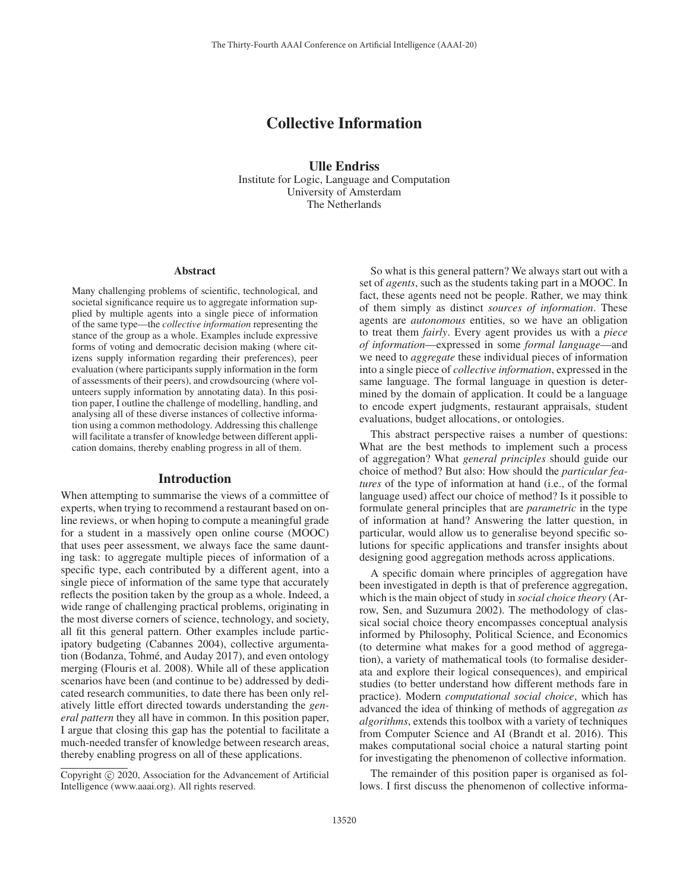# Collective Information

**Ulle Endriss**
Institute for Logic, Language and Computation
University of Amsterdam
The Netherlands

### Abstract

Many challenging problems of scientific, technological, and societal significance require us to aggregate information supplied by multiple agents into a single piece of information of the same type—the *collective information* representing the stance of the group as a whole. Examples include expressive forms of voting and democratic decision making (where citizens supply information regarding their preferences), peer evaluation (where participants supply information in the form of assessments of their peers), and crowdsourcing (where volunteers supply information by annotating data). In this position paper, I outline the challenge of modelling, handling, and analysing all of these diverse instances of collective information using a common methodology. Addressing this challenge will facilitate a transfer of knowledge between different application domains, thereby enabling progress in all of them.

## Introduction

When attempting to summarise the views of a committee of experts, when trying to recommend a restaurant based on online reviews, or when hoping to compute a meaningful grade for a student in a massively open online course (MOOC) that uses peer assessment, we always face the same daunting task: to aggregate multiple pieces of information of a specific type, each contributed by a different agent, into a single piece of information of the same type that accurately reflects the position taken by the group as a whole. Indeed, a wide range of challenging practical problems, originating in the most diverse corners of science, technology, and society, all fit this general pattern. Other examples include participatory budgeting (Cabannes 2004), collective argumentation (Bodanza, Tohmé, and Auday 2017), and even ontology merging (Flouris et al. 2008). While all of these application scenarios have been (and continue to be) addressed by dedicated research communities, to date there has been only relatively little effort directed towards understanding the *general pattern* they all have in common. In this position paper, I argue that closing this gap has the potential to facilitate a much-needed transfer of knowledge between research areas, thereby enabling progress on all of these applications.

So what is this general pattern? We always start out with a set of *agents*, such as the students taking part in a MOOC. In fact, these agents need not be people. Rather, we may think of them simply as distinct *sources of information*. These agents are *autonomous* entities, so we have an obligation to treat them *fairly*. Every agent provides us with a *piece of information*—expressed in some *formal language*—and we need to *aggregate* these individual pieces of information into a single piece of *collective information*, expressed in the same language. The formal language in question is determined by the domain of application. It could be a language to encode expert judgments, restaurant appraisals, student evaluations, budget allocations, or ontologies.

This abstract perspective raises a number of questions: What are the best methods to implement such a process of aggregation? What *general principles* should guide our choice of method? But also: How should the *particular features* of the type of information at hand (i.e., of the formal language used) affect our choice of method? Is it possible to formulate general principles that are *parametric* in the type of information at hand? Answering the latter question, in particular, would allow us to generalise beyond specific solutions for specific applications and transfer insights about designing good aggregation methods across applications.

A specific domain where principles of aggregation have been investigated in depth is that of preference aggregation, which is the main object of study in *social choice theory* (Arrow, Sen, and Suzumura 2002). The methodology of classical social choice theory encompasses conceptual analysis informed by Philosophy, Political Science, and Economics (to determine what makes for a good method of aggregation), a variety of mathematical tools (to formalise desiderata and explore their logical consequences), and empirical studies (to better understand how different methods fare in practice). Modern *computational social choice*, which has advanced the idea of thinking of methods of aggregation *as algorithms*, extends this toolbox with a variety of techniques from Computer Science and AI (Brandt et al. 2016). This makes computational social choice a natural starting point for investigating the phenomenon of collective information.

The remainder of this position paper is organised as follows. I first discuss the phenomenon of collective informa-

Copyright © 2020, Association for the Advancement of Artificial Intelligence (www.aaai.org). All rights reserved.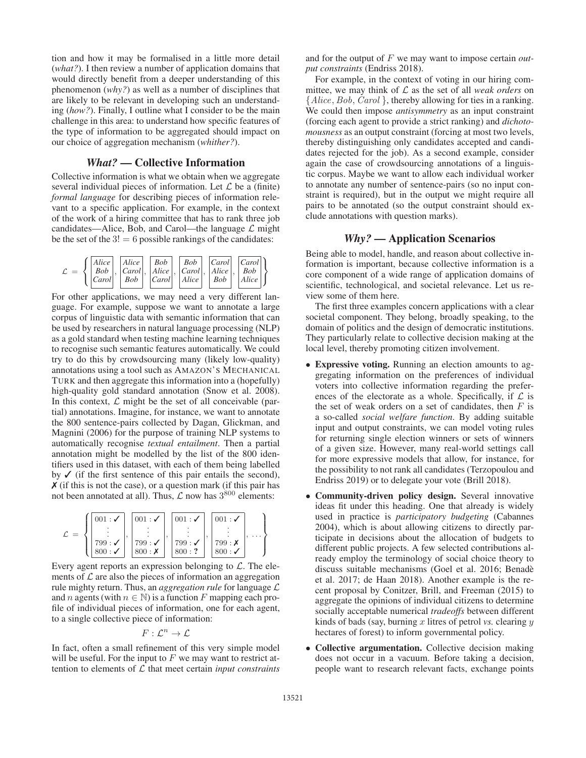tion and how it may be formalised in a little more detail (*what?*). I then review a number of application domains that would directly benefit from a deeper understanding of this phenomenon (*why?*) as well as a number of disciplines that are likely to be relevant in developing such an understanding (*how?*). Finally, I outline what I consider to be the main challenge in this area: to understand how specific features of the type of information to be aggregated should impact on our choice of aggregation mechanism (*whither?*).

## *What?* — Collective Information

Collective information is what we obtain when we aggregate several individual pieces of information. Let $\mathcal{L}$ be a (finite) *formal language* for describing pieces of information relevant to a specific application. For example, in the context of the work of a hiring committee that has to rank three job candidates—Alice, Bob, and Carol—the language $\mathcal{L}$ might be the set of the $3! = 6$ possible rankings of the candidates:

$$\mathcal{L} = \left\{ \boxed{\begin{matrix} \textit{Alice} \\ \textit{Bob} \\ \textit{Carol} \end{matrix}}, \boxed{\begin{matrix} \textit{Alice} \\ \textit{Carol} \\ \textit{Bob} \end{matrix}}, \boxed{\begin{matrix} \textit{Bob} \\ \textit{Alice} \\ \textit{Carol} \end{matrix}}, \boxed{\begin{matrix} \textit{Bob} \\ \textit{Carol} \\ \textit{Alice} \end{matrix}}, \boxed{\begin{matrix} \textit{Carol} \\ \textit{Alice} \\ \textit{Bob} \end{matrix}}, \boxed{\begin{matrix} \textit{Carol} \\ \textit{Bob} \\ \textit{Alice} \end{matrix}} \right\}$$

For other applications, we may need a very different language. For example, suppose we want to annotate a large corpus of linguistic data with semantic information that can be used by researchers in natural language processing (NLP) as a gold standard when testing machine learning techniques to recognise such semantic features automatically. We could try to do this by crowdsourcing many (likely low-quality) annotations using a tool such as AMAZON'S MECHANICAL TURK and then aggregate this information into a (hopefully) high-quality gold standard annotation (Snow et al. 2008). In this context, $\mathcal{L}$ might be the set of all conceivable (partial) annotations. Imagine, for instance, we want to annotate the 800 sentence-pairs collected by Dagan, Glickman, and Magnini (2006) for the purpose of training NLP systems to automatically recognise *textual entailment*. Then a partial annotation might be modelled by the list of the 800 identifiers used in this dataset, with each of them being labelled by ✓ (if the first sentence of this pair entails the second), ✗ (if this is not the case), or a question mark (if this pair has not been annotated at all). Thus, $\mathcal{L}$ now has $3^{800}$ elements:

$$\mathcal{L} = \left\{ \boxed{\begin{matrix} 001 : ✓ \\ \vdots \\ 799 : ✓ \\ 800 : ✓ \end{matrix}}, \boxed{\begin{matrix} 001 : ✓ \\ \vdots \\ 799 : ✓ \\ 800 : ✗ \end{matrix}}, \boxed{\begin{matrix} 001 : ✓ \\ \vdots \\ 799 : ✓ \\ 800 : \textbf{?} \end{matrix}}, \boxed{\begin{matrix} 001 : ✓ \\ \vdots \\ 799 : ✗ \\ 800 : ✓ \end{matrix}}, \ldots \right\}$$

Every agent reports an expression belonging to $\mathcal{L}$. The elements of $\mathcal{L}$ are also the pieces of information an aggregation rule mighty return. Thus, an *aggregation rule* for language $\mathcal{L}$ and $n$ agents (with $n \in \mathbb{N}$) is a function $F$ mapping each profile of individual pieces of information, one for each agent, to a single collective piece of information:

$$F : \mathcal{L}^n \to \mathcal{L}$$

In fact, often a small refinement of this very simple model will be useful. For the input to $F$ we may want to restrict attention to elements of $\mathcal{L}$ that meet certain *input constraints* and for the output of $F$ we may want to impose certain *output constraints* (Endriss 2018).

For example, in the context of voting in our hiring committee, we may think of $\mathcal{L}$ as the set of all *weak orders* on $\{Alice, Bob, Carol\}$, thereby allowing for ties in a ranking. We could then impose *antisymmetry* as an input constraint (forcing each agent to provide a strict ranking) and *dichotomousness* as an output constraint (forcing at most two levels, thereby distinguishing only candidates accepted and candidates rejected for the job). As a second example, consider again the case of crowdsourcing annotations of a linguistic corpus. Maybe we want to allow each individual worker to annotate any number of sentence-pairs (so no input constraint is required), but in the output we might require all pairs to be annotated (so the output constraint should exclude annotations with question marks).

## *Why?* — Application Scenarios

Being able to model, handle, and reason about collective information is important, because collective information is a core component of a wide range of application domains of scientific, technological, and societal relevance. Let us review some of them here.

The first three examples concern applications with a clear societal component. They belong, broadly speaking, to the domain of politics and the design of democratic institutions. They particularly relate to collective decision making at the local level, thereby promoting citizen involvement.

- **Expressive voting.** Running an election amounts to aggregating information on the preferences of individual voters into collective information regarding the preferences of the electorate as a whole. Specifically, if $\mathcal{L}$ is the set of weak orders on a set of candidates, then $F$ is a so-called *social welfare function*. By adding suitable input and output constraints, we can model voting rules for returning single election winners or sets of winners of a given size. However, many real-world settings call for more expressive models that allow, for instance, for the possibility to not rank all candidates (Terzopoulou and Endriss 2019) or to delegate your vote (Brill 2018).
- **Community-driven policy design.** Several innovative ideas fit under this heading. One that already is widely used in practice is *participatory budgeting* (Cabannes 2004), which is about allowing citizens to directly participate in decisions about the allocation of budgets to different public projects. A few selected contributions already employ the terminology of social choice theory to discuss suitable mechanisms (Goel et al. 2016; Benadè et al. 2017; de Haan 2018). Another example is the recent proposal by Conitzer, Brill, and Freeman (2015) to aggregate the opinions of individual citizens to determine socially acceptable numerical *tradeoffs* between different kinds of bads (say, burning $x$ litres of petrol *vs.* clearing $y$ hectares of forest) to inform governmental policy.
- **Collective argumentation.** Collective decision making does not occur in a vacuum. Before taking a decision, people want to research relevant facts, exchange points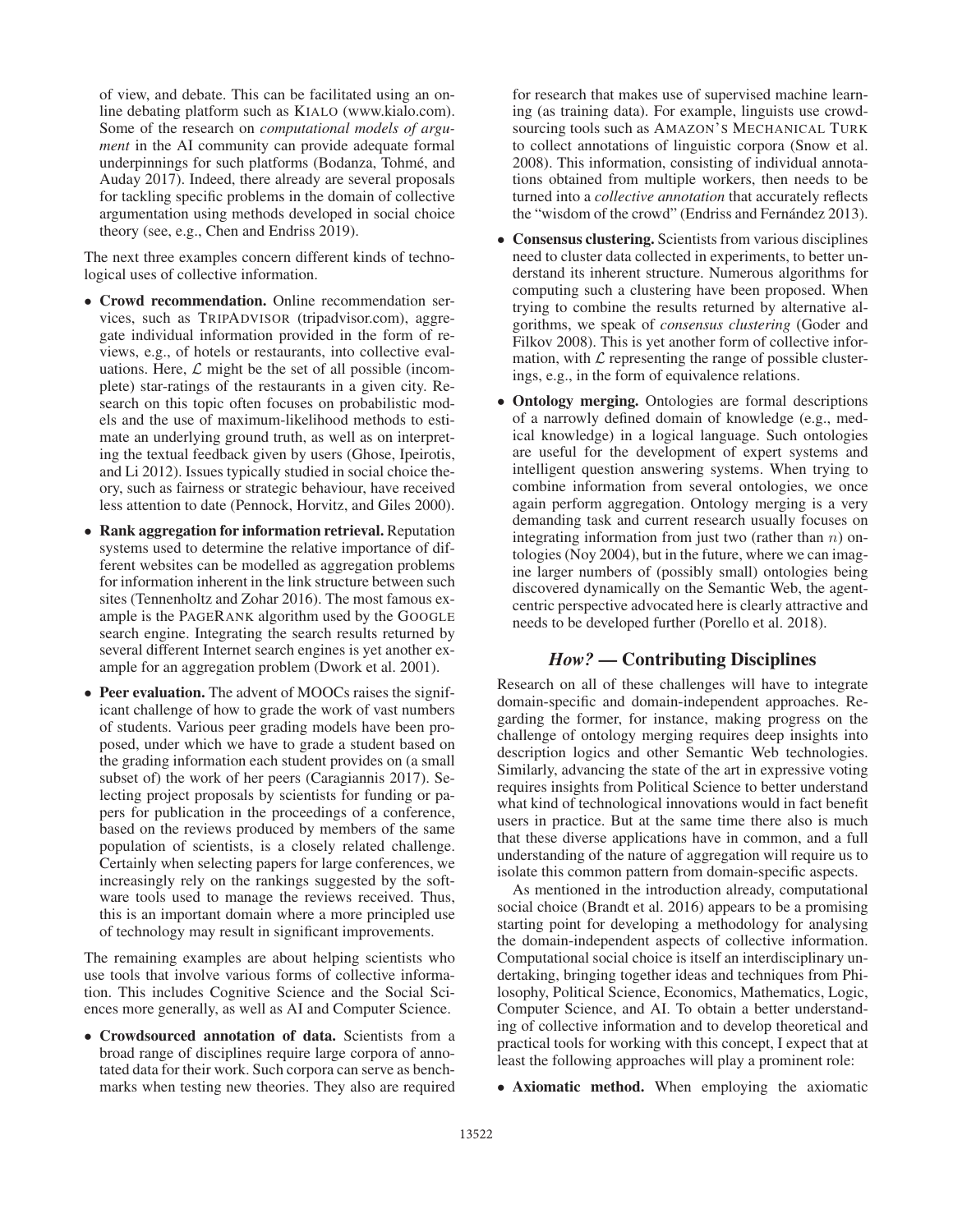of view, and debate. This can be facilitated using an online debating platform such as KIALO (www.kialo.com). Some of the research on *computational models of argument* in the AI community can provide adequate formal underpinnings for such platforms (Bodanza, Tohmé, and Auday 2017). Indeed, there already are several proposals for tackling specific problems in the domain of collective argumentation using methods developed in social choice theory (see, e.g., Chen and Endriss 2019).

The next three examples concern different kinds of technological uses of collective information.

- **Crowd recommendation.** Online recommendation services, such as TRIPADVISOR (tripadvisor.com), aggregate individual information provided in the form of reviews, e.g., of hotels or restaurants, into collective evaluations. Here, $\mathcal{L}$ might be the set of all possible (incomplete) star-ratings of the restaurants in a given city. Research on this topic often focuses on probabilistic models and the use of maximum-likelihood methods to estimate an underlying ground truth, as well as on interpreting the textual feedback given by users (Ghose, Ipeirotis, and Li 2012). Issues typically studied in social choice theory, such as fairness or strategic behaviour, have received less attention to date (Pennock, Horvitz, and Giles 2000).
- **Rank aggregation for information retrieval.** Reputation systems used to determine the relative importance of different websites can be modelled as aggregation problems for information inherent in the link structure between such sites (Tennenholtz and Zohar 2016). The most famous example is the PAGERANK algorithm used by the GOOGLE search engine. Integrating the search results returned by several different Internet search engines is yet another example for an aggregation problem (Dwork et al. 2001).
- **Peer evaluation.** The advent of MOOCs raises the significant challenge of how to grade the work of vast numbers of students. Various peer grading models have been proposed, under which we have to grade a student based on the grading information each student provides on (a small subset of) the work of her peers (Caragiannis 2017). Selecting project proposals by scientists for funding or papers for publication in the proceedings of a conference, based on the reviews produced by members of the same population of scientists, is a closely related challenge. Certainly when selecting papers for large conferences, we increasingly rely on the rankings suggested by the software tools used to manage the reviews received. Thus, this is an important domain where a more principled use of technology may result in significant improvements.

The remaining examples are about helping scientists who use tools that involve various forms of collective information. This includes Cognitive Science and the Social Sciences more generally, as well as AI and Computer Science.

- **Crowdsourced annotation of data.** Scientists from a broad range of disciplines require large corpora of annotated data for their work. Such corpora can serve as benchmarks when testing new theories. They also are required for research that makes use of supervised machine learning (as training data). For example, linguists use crowdsourcing tools such as AMAZON'S MECHANICAL TURK to collect annotations of linguistic corpora (Snow et al. 2008). This information, consisting of individual annotations obtained from multiple workers, then needs to be turned into a *collective annotation* that accurately reflects the "wisdom of the crowd" (Endriss and Fernández 2013).
- **Consensus clustering.** Scientists from various disciplines need to cluster data collected in experiments, to better understand its inherent structure. Numerous algorithms for computing such a clustering have been proposed. When trying to combine the results returned by alternative algorithms, we speak of *consensus clustering* (Goder and Filkov 2008). This is yet another form of collective information, with $\mathcal{L}$ representing the range of possible clusterings, e.g., in the form of equivalence relations.
- **Ontology merging.** Ontologies are formal descriptions of a narrowly defined domain of knowledge (e.g., medical knowledge) in a logical language. Such ontologies are useful for the development of expert systems and intelligent question answering systems. When trying to combine information from several ontologies, we once again perform aggregation. Ontology merging is a very demanding task and current research usually focuses on integrating information from just two (rather than $n$) ontologies (Noy 2004), but in the future, where we can imagine larger numbers of (possibly small) ontologies being discovered dynamically on the Semantic Web, the agent-centric perspective advocated here is clearly attractive and needs to be developed further (Porello et al. 2018).

## *How?* — Contributing Disciplines

Research on all of these challenges will have to integrate domain-specific and domain-independent approaches. Regarding the former, for instance, making progress on the challenge of ontology merging requires deep insights into description logics and other Semantic Web technologies. Similarly, advancing the state of the art in expressive voting requires insights from Political Science to better understand what kind of technological innovations would in fact benefit users in practice. But at the same time there also is much that these diverse applications have in common, and a full understanding of the nature of aggregation will require us to isolate this common pattern from domain-specific aspects.

As mentioned in the introduction already, computational social choice (Brandt et al. 2016) appears to be a promising starting point for developing a methodology for analysing the domain-independent aspects of collective information. Computational social choice is itself an interdisciplinary undertaking, bringing together ideas and techniques from Philosophy, Political Science, Economics, Mathematics, Logic, Computer Science, and AI. To obtain a better understanding of collective information and to develop theoretical and practical tools for working with this concept, I expect that at least the following approaches will play a prominent role:

- **Axiomatic method.** When employing the axiomatic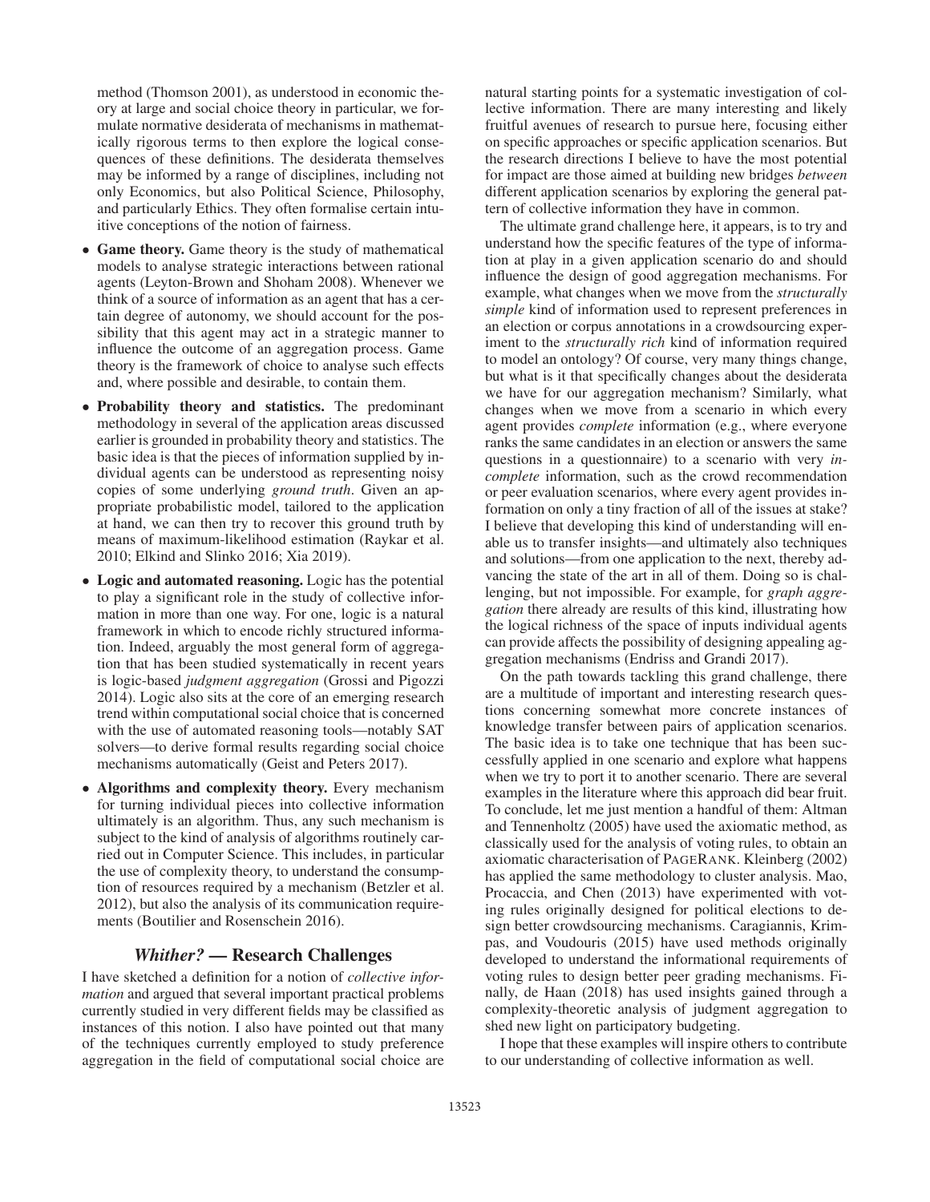method (Thomson 2001), as understood in economic theory at large and social choice theory in particular, we formulate normative desiderata of mechanisms in mathematically rigorous terms to then explore the logical consequences of these definitions. The desiderata themselves may be informed by a range of disciplines, including not only Economics, but also Political Science, Philosophy, and particularly Ethics. They often formalise certain intuitive conceptions of the notion of fairness.

- **Game theory.** Game theory is the study of mathematical models to analyse strategic interactions between rational agents (Leyton-Brown and Shoham 2008). Whenever we think of a source of information as an agent that has a certain degree of autonomy, we should account for the possibility that this agent may act in a strategic manner to influence the outcome of an aggregation process. Game theory is the framework of choice to analyse such effects and, where possible and desirable, to contain them.
- **Probability theory and statistics.** The predominant methodology in several of the application areas discussed earlier is grounded in probability theory and statistics. The basic idea is that the pieces of information supplied by individual agents can be understood as representing noisy copies of some underlying *ground truth*. Given an appropriate probabilistic model, tailored to the application at hand, we can then try to recover this ground truth by means of maximum-likelihood estimation (Raykar et al. 2010; Elkind and Slinko 2016; Xia 2019).
- **Logic and automated reasoning.** Logic has the potential to play a significant role in the study of collective information in more than one way. For one, logic is a natural framework in which to encode richly structured information. Indeed, arguably the most general form of aggregation that has been studied systematically in recent years is logic-based *judgment aggregation* (Grossi and Pigozzi 2014). Logic also sits at the core of an emerging research trend within computational social choice that is concerned with the use of automated reasoning tools—notably SAT solvers—to derive formal results regarding social choice mechanisms automatically (Geist and Peters 2017).
- **Algorithms and complexity theory.** Every mechanism for turning individual pieces into collective information ultimately is an algorithm. Thus, any such mechanism is subject to the kind of analysis of algorithms routinely carried out in Computer Science. This includes, in particular the use of complexity theory, to understand the consumption of resources required by a mechanism (Betzler et al. 2012), but also the analysis of its communication requirements (Boutilier and Rosenschein 2016).

## *Whither?* — Research Challenges

I have sketched a definition for a notion of *collective information* and argued that several important practical problems currently studied in very different fields may be classified as instances of this notion. I also have pointed out that many of the techniques currently employed to study preference aggregation in the field of computational social choice are natural starting points for a systematic investigation of collective information. There are many interesting and likely fruitful avenues of research to pursue here, focusing either on specific approaches or specific application scenarios. But the research directions I believe to have the most potential for impact are those aimed at building new bridges *between* different application scenarios by exploring the general pattern of collective information they have in common.

The ultimate grand challenge here, it appears, is to try and understand how the specific features of the type of information at play in a given application scenario do and should influence the design of good aggregation mechanisms. For example, what changes when we move from the *structurally simple* kind of information used to represent preferences in an election or corpus annotations in a crowdsourcing experiment to the *structurally rich* kind of information required to model an ontology? Of course, very many things change, but what is it that specifically changes about the desiderata we have for our aggregation mechanism? Similarly, what changes when we move from a scenario in which every agent provides *complete* information (e.g., where everyone ranks the same candidates in an election or answers the same questions in a questionnaire) to a scenario with very *incomplete* information, such as the crowd recommendation or peer evaluation scenarios, where every agent provides information on only a tiny fraction of all of the issues at stake? I believe that developing this kind of understanding will enable us to transfer insights—and ultimately also techniques and solutions—from one application to the next, thereby advancing the state of the art in all of them. Doing so is challenging, but not impossible. For example, for *graph aggregation* there already are results of this kind, illustrating how the logical richness of the space of inputs individual agents can provide affects the possibility of designing appealing aggregation mechanisms (Endriss and Grandi 2017).

On the path towards tackling this grand challenge, there are a multitude of important and interesting research questions concerning somewhat more concrete instances of knowledge transfer between pairs of application scenarios. The basic idea is to take one technique that has been successfully applied in one scenario and explore what happens when we try to port it to another scenario. There are several examples in the literature where this approach did bear fruit. To conclude, let me just mention a handful of them: Altman and Tennenholtz (2005) have used the axiomatic method, as classically used for the analysis of voting rules, to obtain an axiomatic characterisation of PageRank. Kleinberg (2002) has applied the same methodology to cluster analysis. Mao, Procaccia, and Chen (2013) have experimented with voting rules originally designed for political elections to design better crowdsourcing mechanisms. Caragiannis, Krimpas, and Voudouris (2015) have used methods originally developed to understand the informational requirements of voting rules to design better peer grading mechanisms. Finally, de Haan (2018) has used insights gained through a complexity-theoretic analysis of judgment aggregation to shed new light on participatory budgeting.

I hope that these examples will inspire others to contribute to our understanding of collective information as well.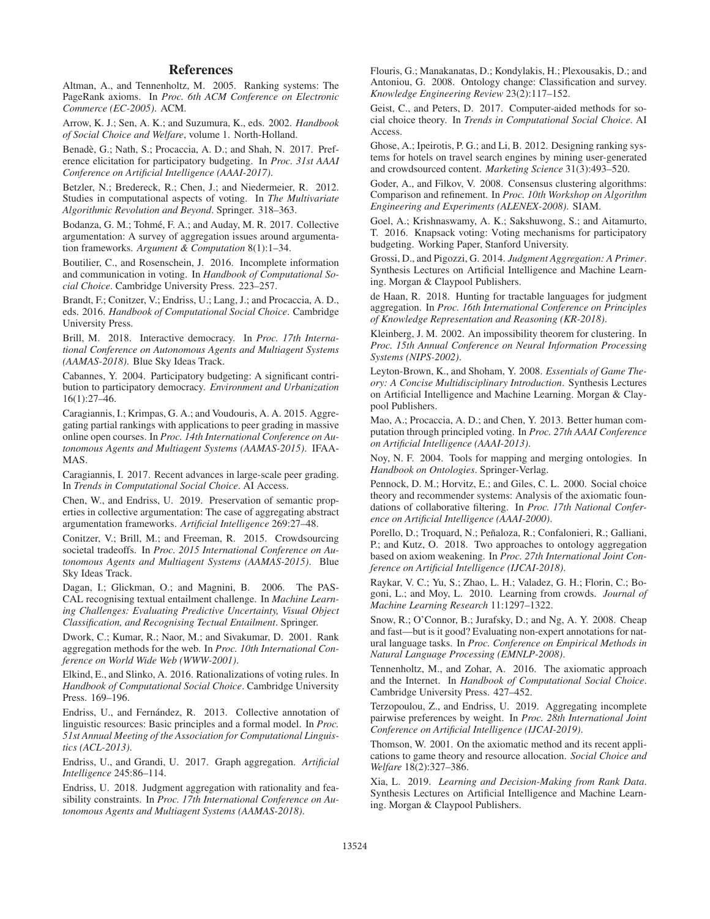## References

Altman, A., and Tennenholtz, M. 2005. Ranking systems: The PageRank axioms. In *Proc. 6th ACM Conference on Electronic Commerce (EC-2005)*. ACM.

Arrow, K. J.; Sen, A. K.; and Suzumura, K., eds. 2002. *Handbook of Social Choice and Welfare*, volume 1. North-Holland.

Benadè, G.; Nath, S.; Procaccia, A. D.; and Shah, N. 2017. Preference elicitation for participatory budgeting. In *Proc. 31st AAAI Conference on Artificial Intelligence (AAAI-2017)*.

Betzler, N.; Bredereck, R.; Chen, J.; and Niedermeier, R. 2012. Studies in computational aspects of voting. In *The Multivariate Algorithmic Revolution and Beyond*. Springer. 318–363.

Bodanza, G. M.; Tohmé, F. A.; and Auday, M. R. 2017. Collective argumentation: A survey of aggregation issues around argumentation frameworks. *Argument & Computation* 8(1):1–34.

Boutilier, C., and Rosenschein, J. 2016. Incomplete information and communication in voting. In *Handbook of Computational Social Choice*. Cambridge University Press. 223–257.

Brandt, F.; Conitzer, V.; Endriss, U.; Lang, J.; and Procaccia, A. D., eds. 2016. *Handbook of Computational Social Choice*. Cambridge University Press.

Brill, M. 2018. Interactive democracy. In *Proc. 17th International Conference on Autonomous Agents and Multiagent Systems (AAMAS-2018)*. Blue Sky Ideas Track.

Cabannes, Y. 2004. Participatory budgeting: A significant contribution to participatory democracy. *Environment and Urbanization* 16(1):27–46.

Caragiannis, I.; Krimpas, G. A.; and Voudouris, A. A. 2015. Aggregating partial rankings with applications to peer grading in massive online open courses. In *Proc. 14th International Conference on Autonomous Agents and Multiagent Systems (AAMAS-2015)*. IFAAMAS.

Caragiannis, I. 2017. Recent advances in large-scale peer grading. In *Trends in Computational Social Choice*. AI Access.

Chen, W., and Endriss, U. 2019. Preservation of semantic properties in collective argumentation: The case of aggregating abstract argumentation frameworks. *Artificial Intelligence* 269:27–48.

Conitzer, V.; Brill, M.; and Freeman, R. 2015. Crowdsourcing societal tradeoffs. In *Proc. 2015 International Conference on Autonomous Agents and Multiagent Systems (AAMAS-2015)*. Blue Sky Ideas Track.

Dagan, I.; Glickman, O.; and Magnini, B. 2006. The PASCAL recognising textual entailment challenge. In *Machine Learning Challenges: Evaluating Predictive Uncertainty, Visual Object Classification, and Recognising Tectual Entailment*. Springer.

Dwork, C.; Kumar, R.; Naor, M.; and Sivakumar, D. 2001. Rank aggregation methods for the web. In *Proc. 10th International Conference on World Wide Web (WWW-2001)*.

Elkind, E., and Slinko, A. 2016. Rationalizations of voting rules. In *Handbook of Computational Social Choice*. Cambridge University Press. 169–196.

Endriss, U., and Fernández, R. 2013. Collective annotation of linguistic resources: Basic principles and a formal model. In *Proc. 51st Annual Meeting of the Association for Computational Linguistics (ACL-2013)*.

Endriss, U., and Grandi, U. 2017. Graph aggregation. *Artificial Intelligence* 245:86–114.

Endriss, U. 2018. Judgment aggregation with rationality and feasibility constraints. In *Proc. 17th International Conference on Autonomous Agents and Multiagent Systems (AAMAS-2018)*.

Flouris, G.; Manakanatas, D.; Kondylakis, H.; Plexousakis, D.; and Antoniou, G. 2008. Ontology change: Classification and survey. *Knowledge Engineering Review* 23(2):117–152.

Geist, C., and Peters, D. 2017. Computer-aided methods for social choice theory. In *Trends in Computational Social Choice*. AI Access.

Ghose, A.; Ipeirotis, P. G.; and Li, B. 2012. Designing ranking systems for hotels on travel search engines by mining user-generated and crowdsourced content. *Marketing Science* 31(3):493–520.

Goder, A., and Filkov, V. 2008. Consensus clustering algorithms: Comparison and refinement. In *Proc. 10th Workshop on Algorithm Engineering and Experiments (ALENEX-2008)*. SIAM.

Goel, A.; Krishnaswamy, A. K.; Sakshuwong, S.; and Aitamurto, T. 2016. Knapsack voting: Voting mechanisms for participatory budgeting. Working Paper, Stanford University.

Grossi, D., and Pigozzi, G. 2014. *Judgment Aggregation: A Primer*. Synthesis Lectures on Artificial Intelligence and Machine Learning. Morgan & Claypool Publishers.

de Haan, R. 2018. Hunting for tractable languages for judgment aggregation. In *Proc. 16th International Conference on Principles of Knowledge Representation and Reasoning (KR-2018)*.

Kleinberg, J. M. 2002. An impossibility theorem for clustering. In *Proc. 15th Annual Conference on Neural Information Processing Systems (NIPS-2002)*.

Leyton-Brown, K., and Shoham, Y. 2008. *Essentials of Game Theory: A Concise Multidisciplinary Introduction*. Synthesis Lectures on Artificial Intelligence and Machine Learning. Morgan & Claypool Publishers.

Mao, A.; Procaccia, A. D.; and Chen, Y. 2013. Better human computation through principled voting. In *Proc. 27th AAAI Conference on Artificial Intelligence (AAAI-2013)*.

Noy, N. F. 2004. Tools for mapping and merging ontologies. In *Handbook on Ontologies*. Springer-Verlag.

Pennock, D. M.; Horvitz, E.; and Giles, C. L. 2000. Social choice theory and recommender systems: Analysis of the axiomatic foundations of collaborative filtering. In *Proc. 17th National Conference on Artificial Intelligence (AAAI-2000)*.

Porello, D.; Troquard, N.; Peñaloza, R.; Confalonieri, R.; Galliani, P.; and Kutz, O. 2018. Two approaches to ontology aggregation based on axiom weakening. In *Proc. 27th International Joint Conference on Artificial Intelligence (IJCAI-2018)*.

Raykar, V. C.; Yu, S.; Zhao, L. H.; Valadez, G. H.; Florin, C.; Bogoni, L.; and Moy, L. 2010. Learning from crowds. *Journal of Machine Learning Research* 11:1297–1322.

Snow, R.; O'Connor, B.; Jurafsky, D.; and Ng, A. Y. 2008. Cheap and fast—but is it good? Evaluating non-expert annotations for natural language tasks. In *Proc. Conference on Empirical Methods in Natural Language Processing (EMNLP-2008)*.

Tennenholtz, M., and Zohar, A. 2016. The axiomatic approach and the Internet. In *Handbook of Computational Social Choice*. Cambridge University Press. 427–452.

Terzopoulou, Z., and Endriss, U. 2019. Aggregating incomplete pairwise preferences by weight. In *Proc. 28th International Joint Conference on Artificial Intelligence (IJCAI-2019)*.

Thomson, W. 2001. On the axiomatic method and its recent applications to game theory and resource allocation. *Social Choice and Welfare* 18(2):327–386.

Xia, L. 2019. *Learning and Decision-Making from Rank Data*. Synthesis Lectures on Artificial Intelligence and Machine Learning. Morgan & Claypool Publishers.